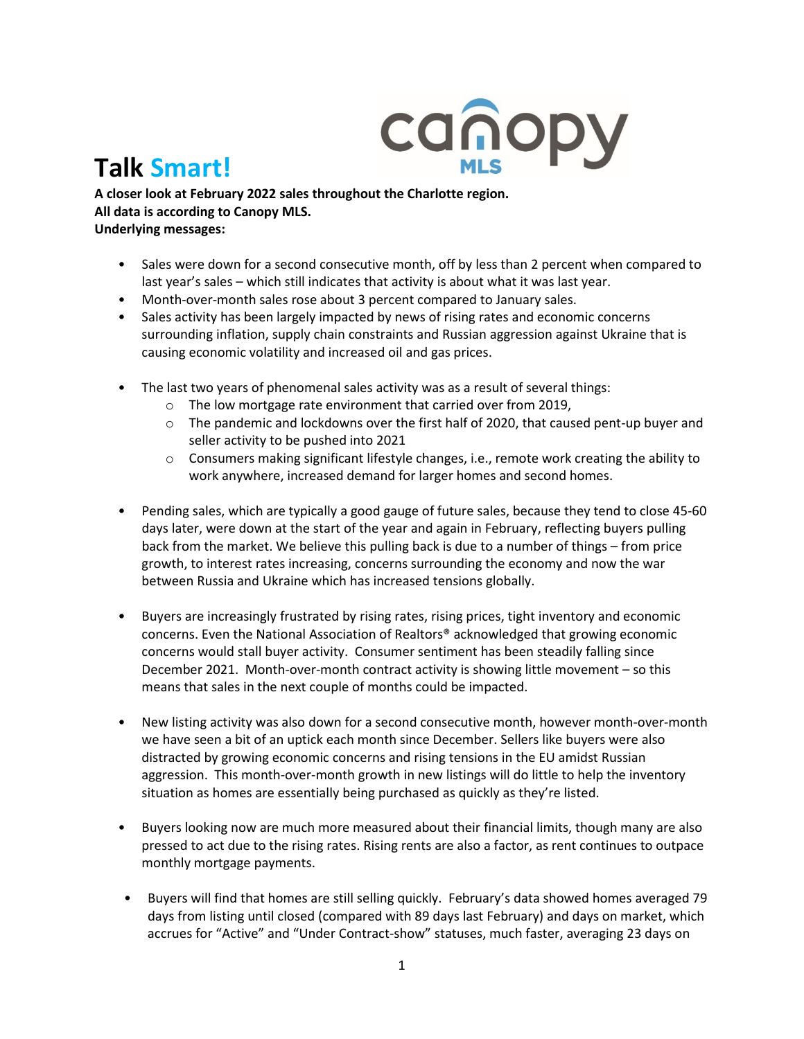# Talk Smart!

**A closer look at February 2022 sales throughout the Charlotte region.**
**All data is according to Canopy MLS.**
**Underlying messages:**

- Sales were down for a second consecutive month, off by less than 2 percent when compared to last year's sales – which still indicates that activity is about what it was last year.
- Month-over-month sales rose about 3 percent compared to January sales.
- Sales activity has been largely impacted by news of rising rates and economic concerns surrounding inflation, supply chain constraints and Russian aggression against Ukraine that is causing economic volatility and increased oil and gas prices.

- The last two years of phenomenal sales activity was as a result of several things:
  - The low mortgage rate environment that carried over from 2019,
  - The pandemic and lockdowns over the first half of 2020, that caused pent-up buyer and seller activity to be pushed into 2021
  - Consumers making significant lifestyle changes, i.e., remote work creating the ability to work anywhere, increased demand for larger homes and second homes.

- Pending sales, which are typically a good gauge of future sales, because they tend to close 45-60 days later, were down at the start of the year and again in February, reflecting buyers pulling back from the market. We believe this pulling back is due to a number of things – from price growth, to interest rates increasing, concerns surrounding the economy and now the war between Russia and Ukraine which has increased tensions globally.

- Buyers are increasingly frustrated by rising rates, rising prices, tight inventory and economic concerns. Even the National Association of Realtors® acknowledged that growing economic concerns would stall buyer activity. Consumer sentiment has been steadily falling since December 2021. Month-over-month contract activity is showing little movement – so this means that sales in the next couple of months could be impacted.

- New listing activity was also down for a second consecutive month, however month-over-month we have seen a bit of an uptick each month since December. Sellers like buyers were also distracted by growing economic concerns and rising tensions in the EU amidst Russian aggression. This month-over-month growth in new listings will do little to help the inventory situation as homes are essentially being purchased as quickly as they're listed.

- Buyers looking now are much more measured about their financial limits, though many are also pressed to act due to the rising rates. Rising rents are also a factor, as rent continues to outpace monthly mortgage payments.

- Buyers will find that homes are still selling quickly. February's data showed homes averaged 79 days from listing until closed (compared with 89 days last February) and days on market, which accrues for "Active" and "Under Contract-show" statuses, much faster, averaging 23 days on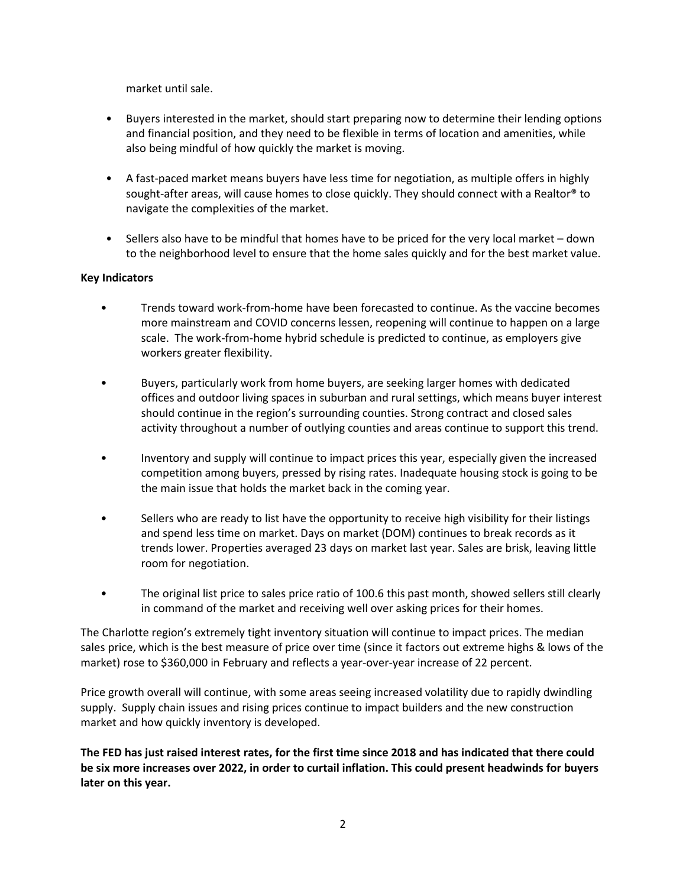market until sale.

- Buyers interested in the market, should start preparing now to determine their lending options and financial position, and they need to be flexible in terms of location and amenities, while also being mindful of how quickly the market is moving.

- A fast-paced market means buyers have less time for negotiation, as multiple offers in highly sought-after areas, will cause homes to close quickly. They should connect with a Realtor® to navigate the complexities of the market.

- Sellers also have to be mindful that homes have to be priced for the very local market – down to the neighborhood level to ensure that the home sales quickly and for the best market value.

**Key Indicators**

- Trends toward work-from-home have been forecasted to continue. As the vaccine becomes more mainstream and COVID concerns lessen, reopening will continue to happen on a large scale. The work-from-home hybrid schedule is predicted to continue, as employers give workers greater flexibility.

- Buyers, particularly work from home buyers, are seeking larger homes with dedicated offices and outdoor living spaces in suburban and rural settings, which means buyer interest should continue in the region's surrounding counties. Strong contract and closed sales activity throughout a number of outlying counties and areas continue to support this trend.

- Inventory and supply will continue to impact prices this year, especially given the increased competition among buyers, pressed by rising rates. Inadequate housing stock is going to be the main issue that holds the market back in the coming year.

- Sellers who are ready to list have the opportunity to receive high visibility for their listings and spend less time on market. Days on market (DOM) continues to break records as it trends lower. Properties averaged 23 days on market last year. Sales are brisk, leaving little room for negotiation.

- The original list price to sales price ratio of 100.6 this past month, showed sellers still clearly in command of the market and receiving well over asking prices for their homes.

The Charlotte region's extremely tight inventory situation will continue to impact prices. The median sales price, which is the best measure of price over time (since it factors out extreme highs & lows of the market) rose to $360,000 in February and reflects a year-over-year increase of 22 percent.

Price growth overall will continue, with some areas seeing increased volatility due to rapidly dwindling supply. Supply chain issues and rising prices continue to impact builders and the new construction market and how quickly inventory is developed.

**The FED has just raised interest rates, for the first time since 2018 and has indicated that there could be six more increases over 2022, in order to curtail inflation. This could present headwinds for buyers later on this year.**